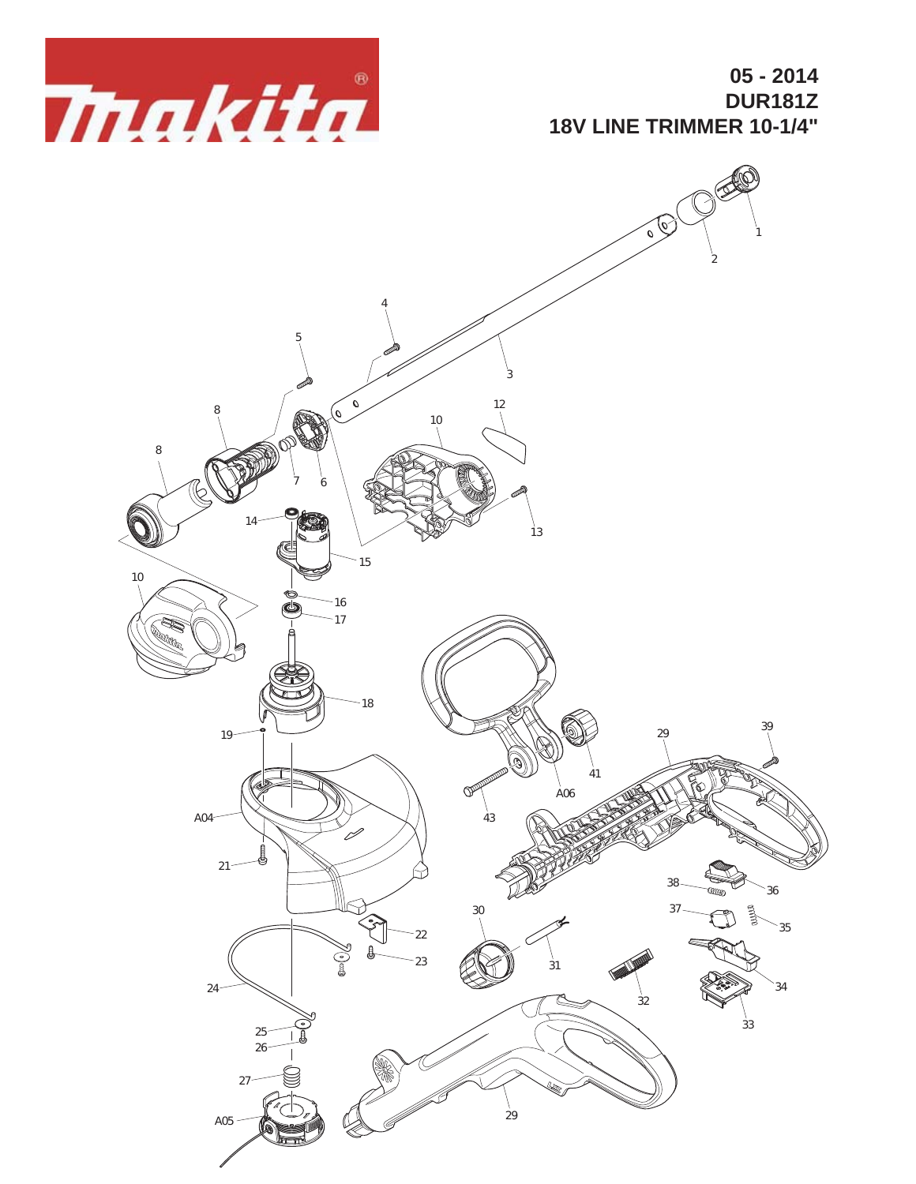05 - 2014

**DUR181Z**

**18V LINE TRIMMER 10-1/4"**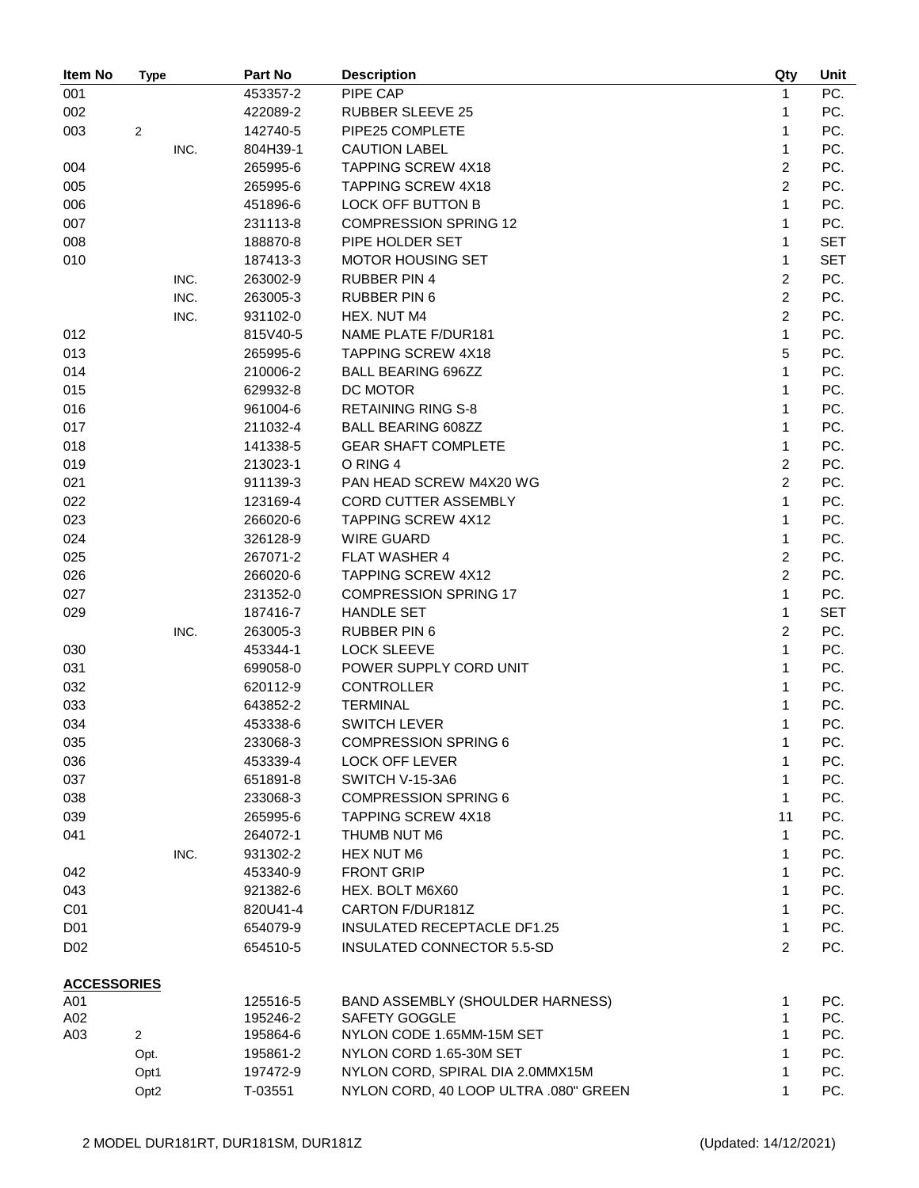| Item No | Type | | Part No | Description | Qty | Unit |
|---|---|---|---|---|---|---|
| 001 | | | 453357-2 | PIPE CAP | 1 | PC. |
| 002 | | | 422089-2 | RUBBER SLEEVE 25 | 1 | PC. |
| 003 | 2 | | 142740-5 | PIPE25 COMPLETE | 1 | PC. |
| | | INC. | 804H39-1 | CAUTION LABEL | 1 | PC. |
| 004 | | | 265995-6 | TAPPING SCREW 4X18 | 2 | PC. |
| 005 | | | 265995-6 | TAPPING SCREW 4X18 | 2 | PC. |
| 006 | | | 451896-6 | LOCK OFF BUTTON B | 1 | PC. |
| 007 | | | 231113-8 | COMPRESSION SPRING 12 | 1 | PC. |
| 008 | | | 188870-8 | PIPE HOLDER SET | 1 | SET |
| 010 | | | 187413-3 | MOTOR HOUSING SET | 1 | SET |
| | | INC. | 263002-9 | RUBBER PIN 4 | 2 | PC. |
| | | INC. | 263005-3 | RUBBER PIN 6 | 2 | PC. |
| | | INC. | 931102-0 | HEX. NUT M4 | 2 | PC. |
| 012 | | | 815V40-5 | NAME PLATE F/DUR181 | 1 | PC. |
| 013 | | | 265995-6 | TAPPING SCREW 4X18 | 5 | PC. |
| 014 | | | 210006-2 | BALL BEARING 696ZZ | 1 | PC. |
| 015 | | | 629932-8 | DC MOTOR | 1 | PC. |
| 016 | | | 961004-6 | RETAINING RING S-8 | 1 | PC. |
| 017 | | | 211032-4 | BALL BEARING 608ZZ | 1 | PC. |
| 018 | | | 141338-5 | GEAR SHAFT COMPLETE | 1 | PC. |
| 019 | | | 213023-1 | O RING 4 | 2 | PC. |
| 021 | | | 911139-3 | PAN HEAD SCREW M4X20 WG | 2 | PC. |
| 022 | | | 123169-4 | CORD CUTTER ASSEMBLY | 1 | PC. |
| 023 | | | 266020-6 | TAPPING SCREW 4X12 | 1 | PC. |
| 024 | | | 326128-9 | WIRE GUARD | 1 | PC. |
| 025 | | | 267071-2 | FLAT WASHER 4 | 2 | PC. |
| 026 | | | 266020-6 | TAPPING SCREW 4X12 | 2 | PC. |
| 027 | | | 231352-0 | COMPRESSION SPRING 17 | 1 | PC. |
| 029 | | | 187416-7 | HANDLE SET | 1 | SET |
| | | INC. | 263005-3 | RUBBER PIN 6 | 2 | PC. |
| 030 | | | 453344-1 | LOCK SLEEVE | 1 | PC. |
| 031 | | | 699058-0 | POWER SUPPLY CORD UNIT | 1 | PC. |
| 032 | | | 620112-9 | CONTROLLER | 1 | PC. |
| 033 | | | 643852-2 | TERMINAL | 1 | PC. |
| 034 | | | 453338-6 | SWITCH LEVER | 1 | PC. |
| 035 | | | 233068-3 | COMPRESSION SPRING 6 | 1 | PC. |
| 036 | | | 453339-4 | LOCK OFF LEVER | 1 | PC. |
| 037 | | | 651891-8 | SWITCH V-15-3A6 | 1 | PC. |
| 038 | | | 233068-3 | COMPRESSION SPRING 6 | 1 | PC. |
| 039 | | | 265995-6 | TAPPING SCREW 4X18 | 11 | PC. |
| 041 | | | 264072-1 | THUMB NUT M6 | 1 | PC. |
| | | INC. | 931302-2 | HEX NUT M6 | 1 | PC. |
| 042 | | | 453340-9 | FRONT GRIP | 1 | PC. |
| 043 | | | 921382-6 | HEX. BOLT M6X60 | 1 | PC. |
| C01 | | | 820U41-4 | CARTON F/DUR181Z | 1 | PC. |
| D01 | | | 654079-9 | INSULATED RECEPTACLE DF1.25 | 1 | PC. |
| D02 | | | 654510-5 | INSULATED CONNECTOR 5.5-SD | 2 | PC. |

**ACCESSORIES**

| Item No | Type | Part No | Description | Qty | Unit |
|---|---|---|---|---|---|
| A01 | | 125516-5 | BAND ASSEMBLY (SHOULDER HARNESS) | 1 | PC. |
| A02 | | 195246-2 | SAFETY GOGGLE | 1 | PC. |
| A03 | 2 | 195864-6 | NYLON CODE 1.65MM-15M SET | 1 | PC. |
| | Opt. | 195861-2 | NYLON CORD 1.65-30M SET | 1 | PC. |
| | Opt1 | 197472-9 | NYLON CORD, SPIRAL DIA 2.0MMX15M | 1 | PC. |
| | Opt2 | T-03551 | NYLON CORD, 40 LOOP ULTRA .080" GREEN | 1 | PC. |

MODEL DUR181RT, DUR181SM, DUR181Z (Updated: 14/12/2021)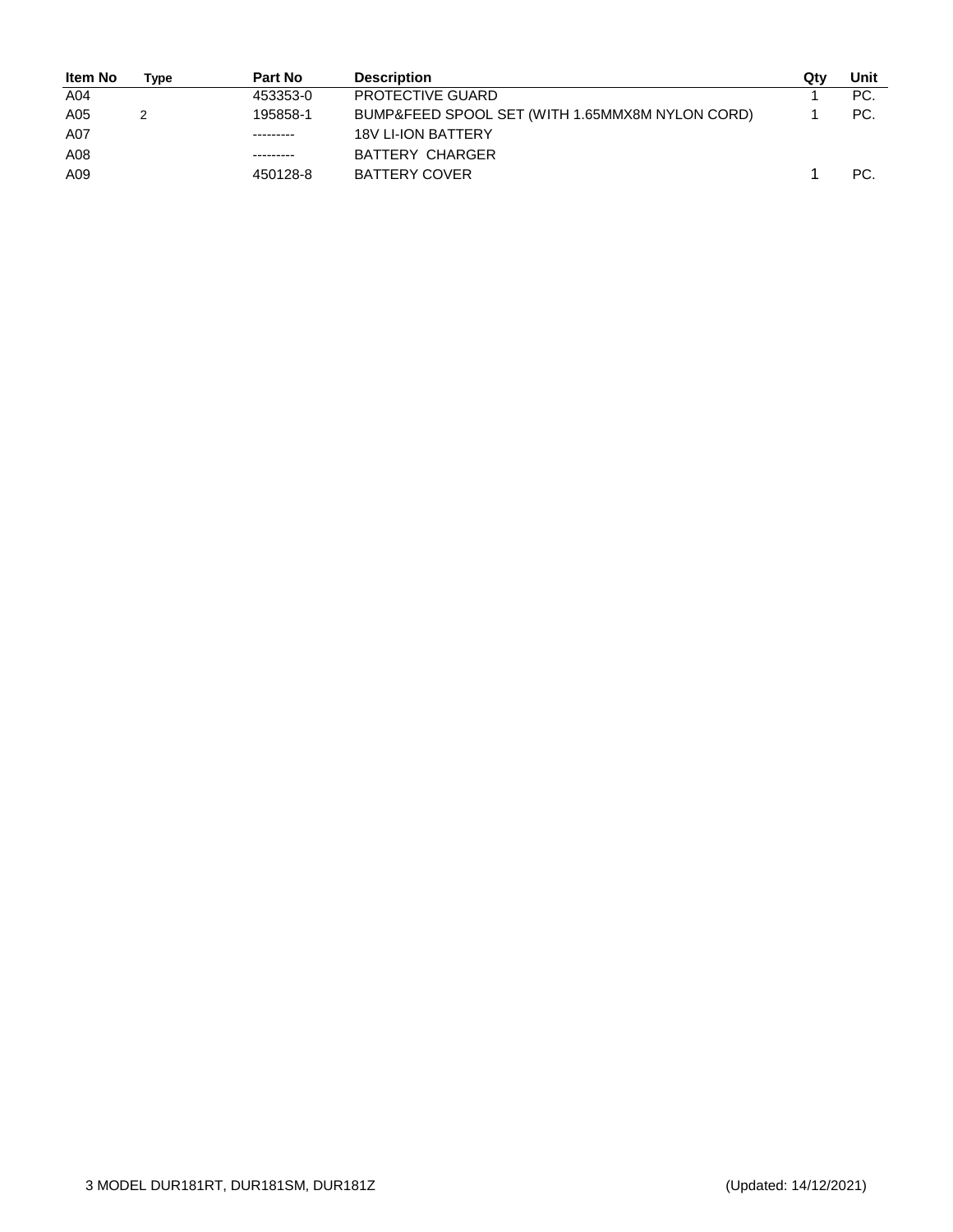| Item No | Type | Part No | Description | Qty | Unit |
| --- | --- | --- | --- | --- | --- |
| A04 | | 453353-0 | PROTECTIVE GUARD | 1 | PC. |
| A05 | 2 | 195858-1 | BUMP&FEED SPOOL SET (WITH 1.65MMX8M NYLON CORD) | 1 | PC. |
| A07 | | --------- | 18V LI-ION BATTERY | | |
| A08 | | --------- | BATTERY CHARGER | | |
| A09 | | 450128-8 | BATTERY COVER | 1 | PC. |